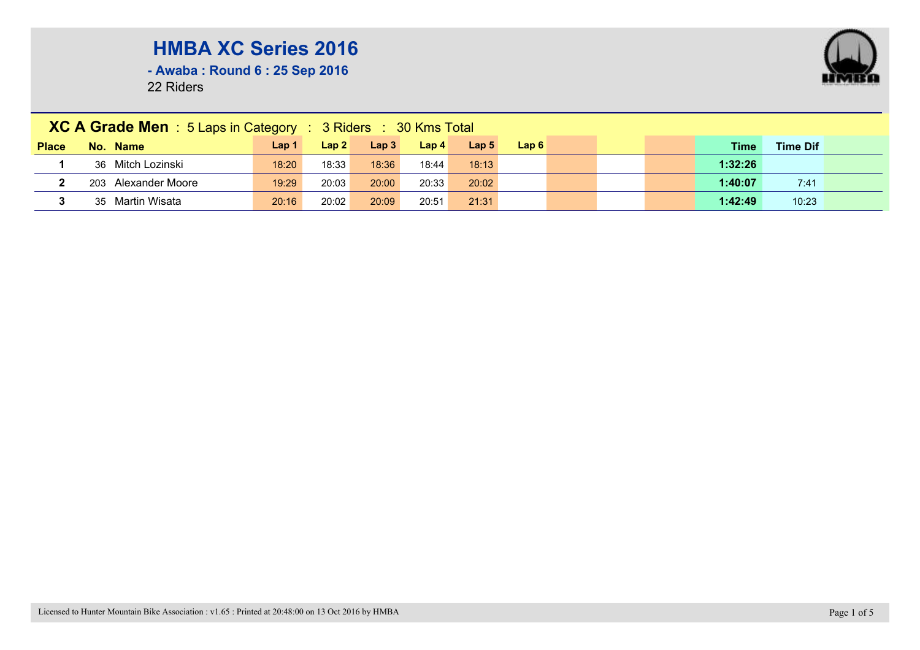# HMBA XC Series 2016

**- Awaba : Round 6 : 25 Sep 2016**

22 Riders

## XC A Grade Men : 5 Laps in Category : 3 Riders : 30 Kms Total

| Place | No. | Name | Lap 1 | Lap 2 | Lap 3 | Lap 4 | Lap 5 | Lap 6 | | | | Time | Time Dif | |
|---|---|---|---|---|---|---|---|---|---|---|---|---|---|---|
| 1 | 36 | Mitch Lozinski | 18:20 | 18:33 | 18:36 | 18:44 | 18:13 | | | | | 1:32:26 | | |
| 2 | 203 | Alexander Moore | 19:29 | 20:03 | 20:00 | 20:33 | 20:02 | | | | | 1:40:07 | 7:41 | |
| 3 | 35 | Martin Wisata | 20:16 | 20:02 | 20:09 | 20:51 | 21:31 | | | | | 1:42:49 | 10:23 | |

Licensed to Hunter Mountain Bike Association : v1.65 : Printed at 20:48:00 on 13 Oct 2016 by HMBA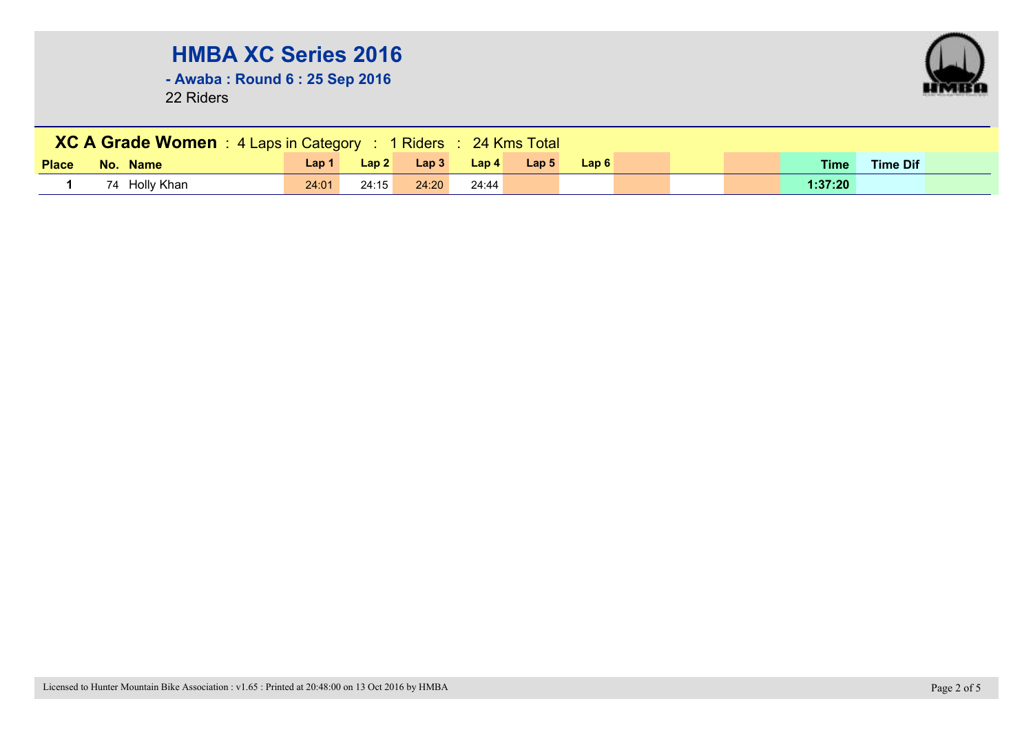# HMBA XC Series 2016

## - Awaba : Round 6 : 25 Sep 2016

22 Riders

### XC A Grade Women : 4 Laps in Category : 1 Riders : 24 Kms Total

| Place | No. | Name | Lap 1 | Lap 2 | Lap 3 | Lap 4 | Lap 5 | Lap 6 | | | | Time | Time Dif | |
|---|---|---|---|---|---|---|---|---|---|---|---|---|---|---|
| 1 | 74 | Holly Khan | 24:01 | 24:15 | 24:20 | 24:44 | | | | | | 1:37:20 | | |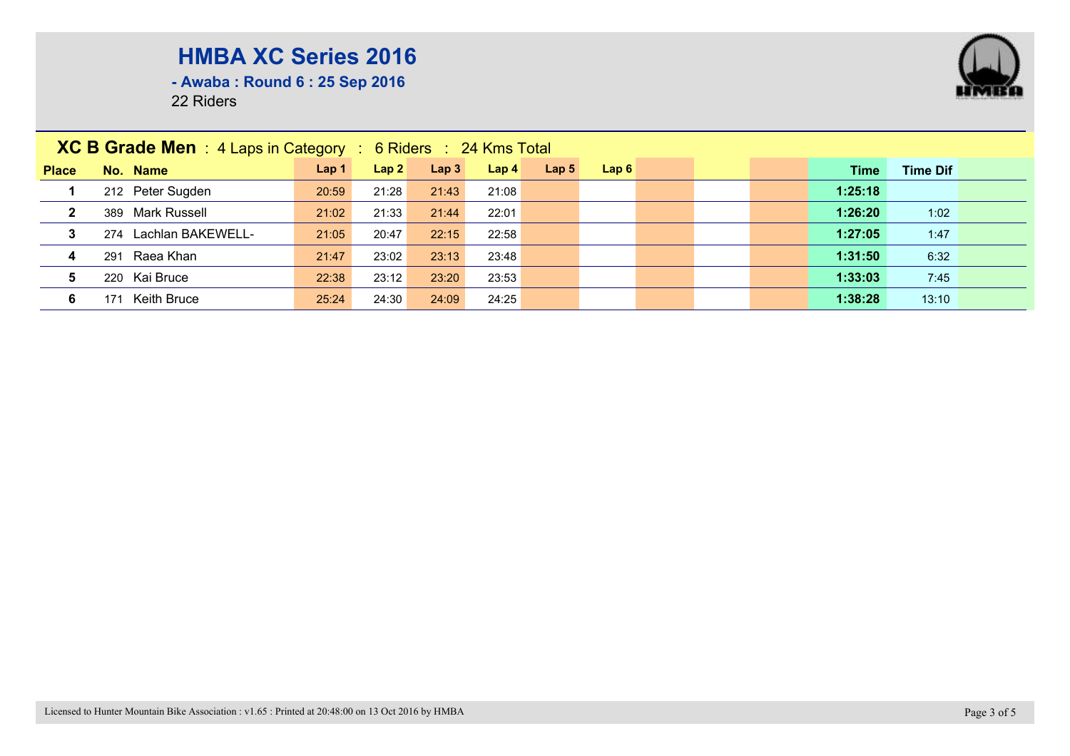# HMBA XC Series 2016

**- Awaba : Round 6 : 25 Sep 2016**

22 Riders

**XC B Grade Men** : 4 Laps in Category : 6 Riders : 24 Kms Total

| Place | No. | Name | Lap 1 | Lap 2 | Lap 3 | Lap 4 | Lap 5 | Lap 6 | | | | Time | Time Dif |
|---|---|---|---|---|---|---|---|---|---|---|---|---|---|
| 1 | 212 | Peter Sugden | 20:59 | 21:28 | 21:43 | 21:08 | | | | | | 1:25:18 | |
| 2 | 389 | Mark Russell | 21:02 | 21:33 | 21:44 | 22:01 | | | | | | 1:26:20 | 1:02 |
| 3 | 274 | Lachlan BAKEWELL- | 21:05 | 20:47 | 22:15 | 22:58 | | | | | | 1:27:05 | 1:47 |
| 4 | 291 | Raea Khan | 21:47 | 23:02 | 23:13 | 23:48 | | | | | | 1:31:50 | 6:32 |
| 5 | 220 | Kai Bruce | 22:38 | 23:12 | 23:20 | 23:53 | | | | | | 1:33:03 | 7:45 |
| 6 | 171 | Keith Bruce | 25:24 | 24:30 | 24:09 | 24:25 | | | | | | 1:38:28 | 13:10 |

Licensed to Hunter Mountain Bike Association : v1.65 : Printed at 20:48:00 on 13 Oct 2016 by HMBA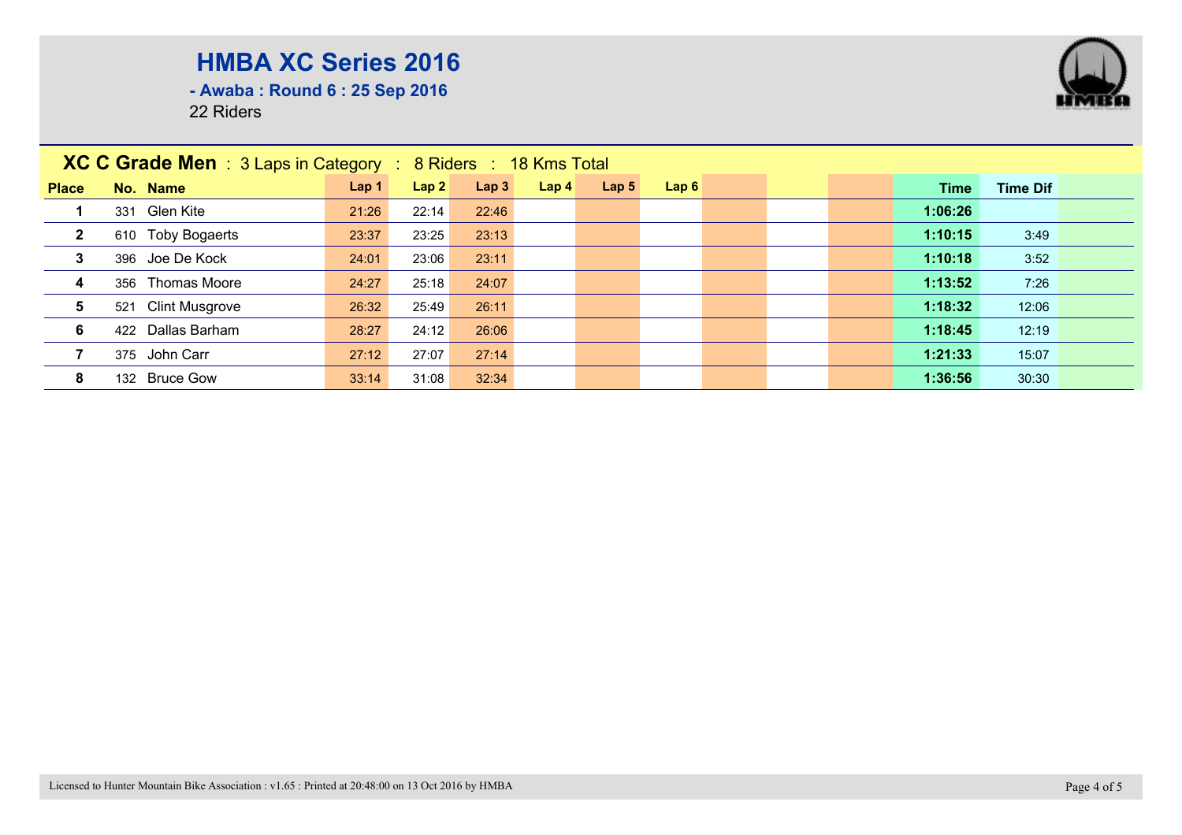# HMBA XC Series 2016

**- Awaba : Round 6 : 25 Sep 2016**

22 Riders

## XC C Grade Men : 3 Laps in Category : 8 Riders : 18 Kms Total

| Place | No. | Name | Lap 1 | Lap 2 | Lap 3 | Lap 4 | Lap 5 | Lap 6 | Time | Time Dif |
|---|---|---|---|---|---|---|---|---|---|---|
| 1 | 331 | Glen Kite | 21:26 | 22:14 | 22:46 | | | | 1:06:26 | |
| 2 | 610 | Toby Bogaerts | 23:37 | 23:25 | 23:13 | | | | 1:10:15 | 3:49 |
| 3 | 396 | Joe De Kock | 24:01 | 23:06 | 23:11 | | | | 1:10:18 | 3:52 |
| 4 | 356 | Thomas Moore | 24:27 | 25:18 | 24:07 | | | | 1:13:52 | 7:26 |
| 5 | 521 | Clint Musgrove | 26:32 | 25:49 | 26:11 | | | | 1:18:32 | 12:06 |
| 6 | 422 | Dallas Barham | 28:27 | 24:12 | 26:06 | | | | 1:18:45 | 12:19 |
| 7 | 375 | John Carr | 27:12 | 27:07 | 27:14 | | | | 1:21:33 | 15:07 |
| 8 | 132 | Bruce Gow | 33:14 | 31:08 | 32:34 | | | | 1:36:56 | 30:30 |

Licensed to Hunter Mountain Bike Association : v1.65 : Printed at 20:48:00 on 13 Oct 2016 by HMBA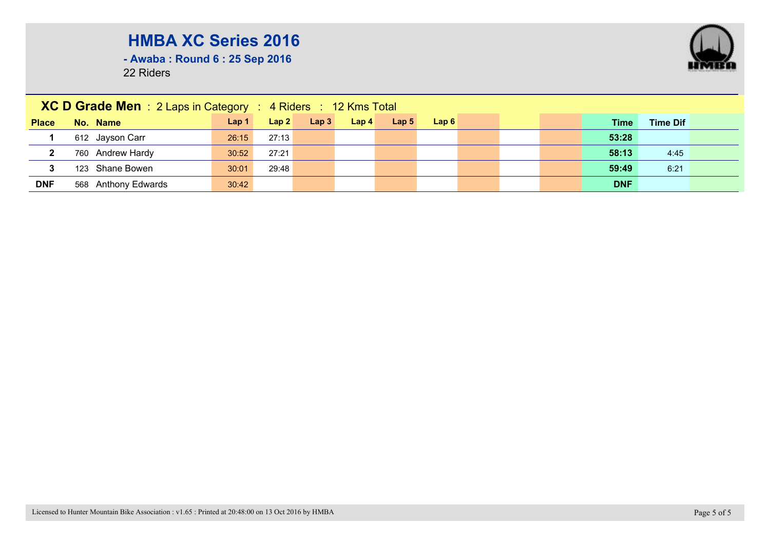# HMBA XC Series 2016

**- Awaba : Round 6 : 25 Sep 2016**

22 Riders

**XC D Grade Men** : 2 Laps in Category : 4 Riders : 12 Kms Total

| Place | No. | Name | Lap 1 | Lap 2 | Lap 3 | Lap 4 | Lap 5 | Lap 6 | | | | Time | Time Dif |
|---|---|---|---|---|---|---|---|---|---|---|---|---|---|
| 1 | 612 | Jayson Carr | 26:15 | 27:13 | | | | | | | | 53:28 | |
| 2 | 760 | Andrew Hardy | 30:52 | 27:21 | | | | | | | | 58:13 | 4:45 |
| 3 | 123 | Shane Bowen | 30:01 | 29:48 | | | | | | | | 59:49 | 6:21 |
| DNF | 568 | Anthony Edwards | 30:42 | | | | | | | | | DNF | |

Licensed to Hunter Mountain Bike Association : v1.65 : Printed at 20:48:00 on 13 Oct 2016 by HMBA